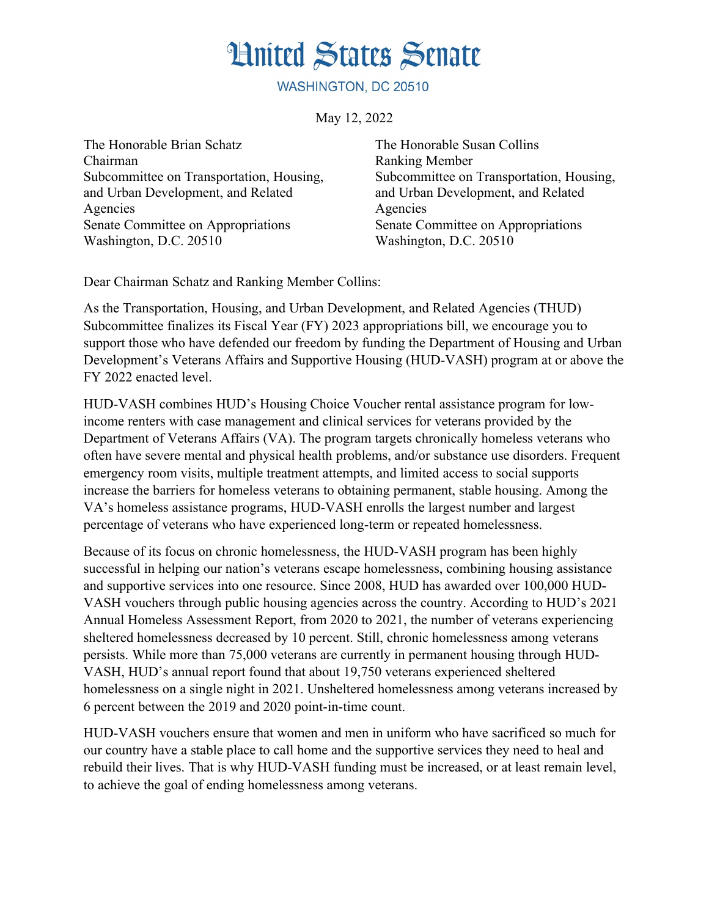# United States Senate

WASHINGTON, DC 20510

May 12, 2022

The Honorable Brian Schatz
Chairman
Subcommittee on Transportation, Housing, and Urban Development, and Related Agencies
Senate Committee on Appropriations
Washington, D.C. 20510

The Honorable Susan Collins
Ranking Member
Subcommittee on Transportation, Housing, and Urban Development, and Related Agencies
Senate Committee on Appropriations
Washington, D.C. 20510

Dear Chairman Schatz and Ranking Member Collins:

As the Transportation, Housing, and Urban Development, and Related Agencies (THUD) Subcommittee finalizes its Fiscal Year (FY) 2023 appropriations bill, we encourage you to support those who have defended our freedom by funding the Department of Housing and Urban Development's Veterans Affairs and Supportive Housing (HUD-VASH) program at or above the FY 2022 enacted level.

HUD-VASH combines HUD's Housing Choice Voucher rental assistance program for low-income renters with case management and clinical services for veterans provided by the Department of Veterans Affairs (VA). The program targets chronically homeless veterans who often have severe mental and physical health problems, and/or substance use disorders. Frequent emergency room visits, multiple treatment attempts, and limited access to social supports increase the barriers for homeless veterans to obtaining permanent, stable housing. Among the VA's homeless assistance programs, HUD-VASH enrolls the largest number and largest percentage of veterans who have experienced long-term or repeated homelessness.

Because of its focus on chronic homelessness, the HUD-VASH program has been highly successful in helping our nation's veterans escape homelessness, combining housing assistance and supportive services into one resource. Since 2008, HUD has awarded over 100,000 HUD-VASH vouchers through public housing agencies across the country. According to HUD's 2021 Annual Homeless Assessment Report, from 2020 to 2021, the number of veterans experiencing sheltered homelessness decreased by 10 percent. Still, chronic homelessness among veterans persists. While more than 75,000 veterans are currently in permanent housing through HUD-VASH, HUD's annual report found that about 19,750 veterans experienced sheltered homelessness on a single night in 2021. Unsheltered homelessness among veterans increased by 6 percent between the 2019 and 2020 point-in-time count.

HUD-VASH vouchers ensure that women and men in uniform who have sacrificed so much for our country have a stable place to call home and the supportive services they need to heal and rebuild their lives. That is why HUD-VASH funding must be increased, or at least remain level, to achieve the goal of ending homelessness among veterans.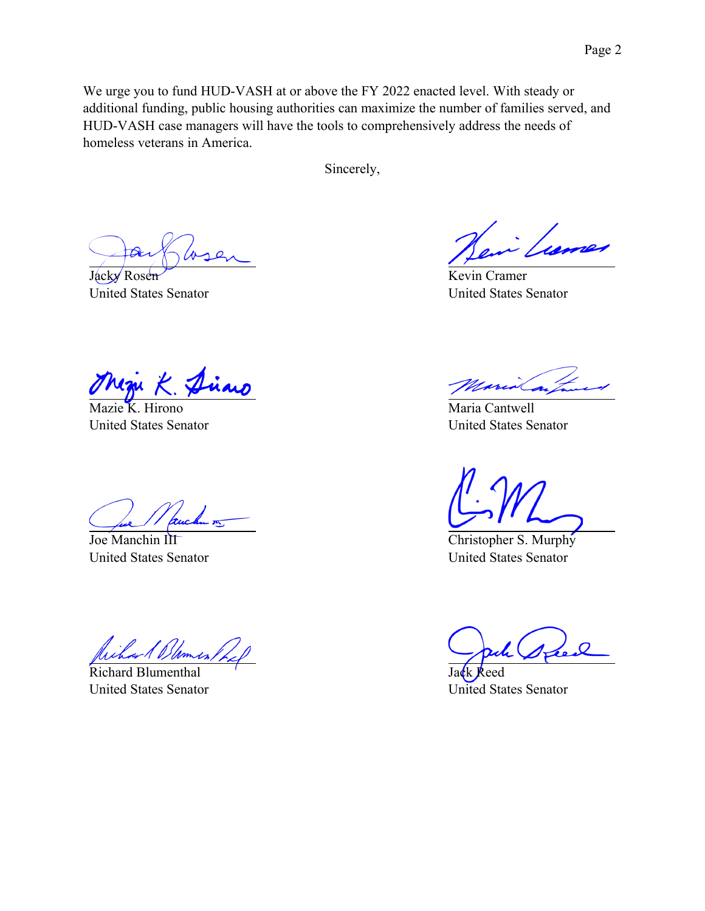We urge you to fund HUD-VASH at or above the FY 2022 enacted level. With steady or additional funding, public housing authorities can maximize the number of families served, and HUD-VASH case managers will have the tools to comprehensively address the needs of homeless veterans in America.

Sincerely,

Jacky Rosen
United States Senator

Kevin Cramer
United States Senator

Mazie K. Hirono
United States Senator

Maria Cantwell
United States Senator

Joe Manchin III
United States Senator

Christopher S. Murphy
United States Senator

Richard Blumenthal
United States Senator

Jack Reed
United States Senator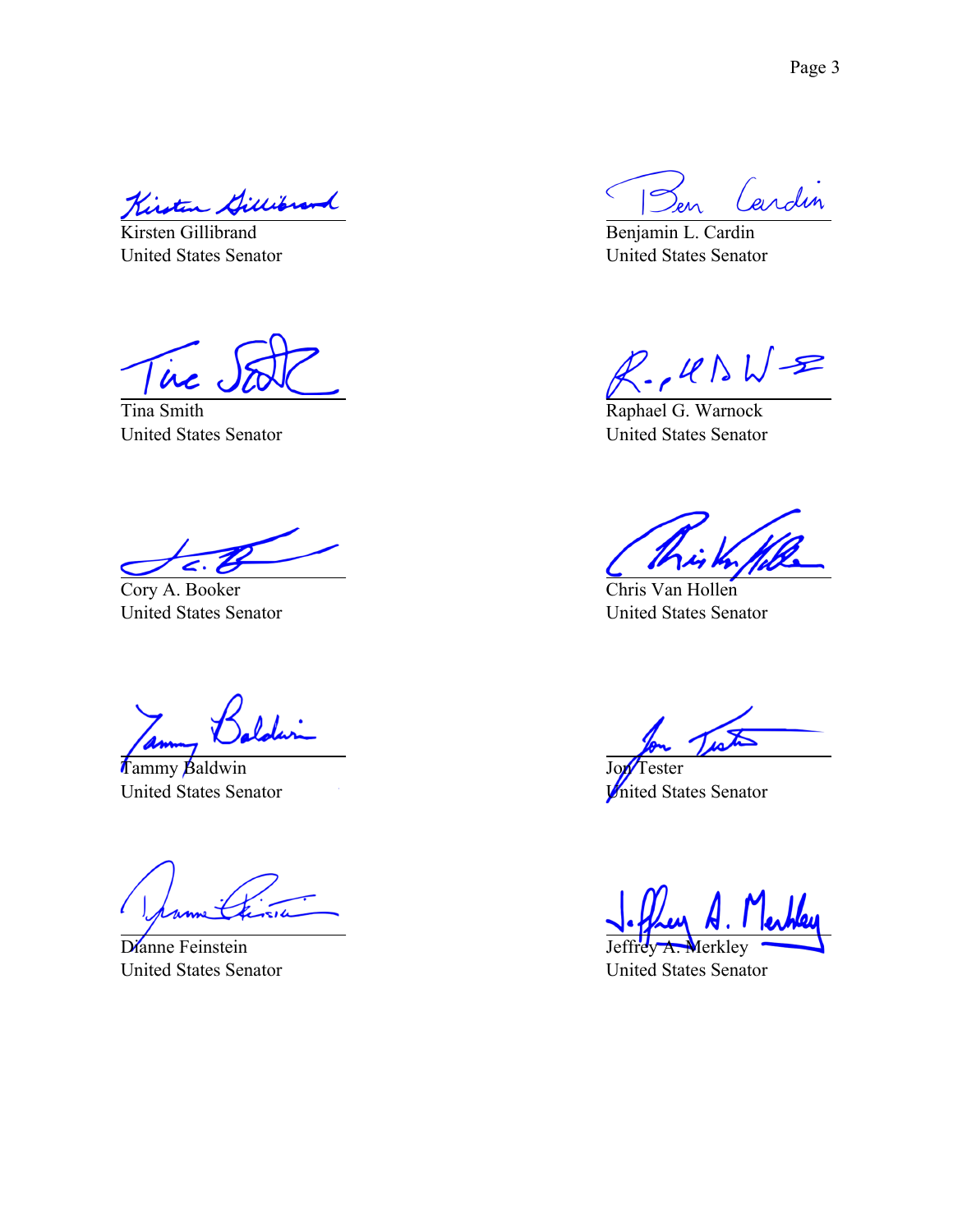Kirsten Gillibrand
United States Senator

Benjamin L. Cardin
United States Senator

Tina Smith
United States Senator

Raphael G. Warnock
United States Senator

Cory A. Booker
United States Senator

Chris Van Hollen
United States Senator

Tammy Baldwin
United States Senator

Jon Tester
United States Senator

Dianne Feinstein
United States Senator

Jeffrey A. Merkley
United States Senator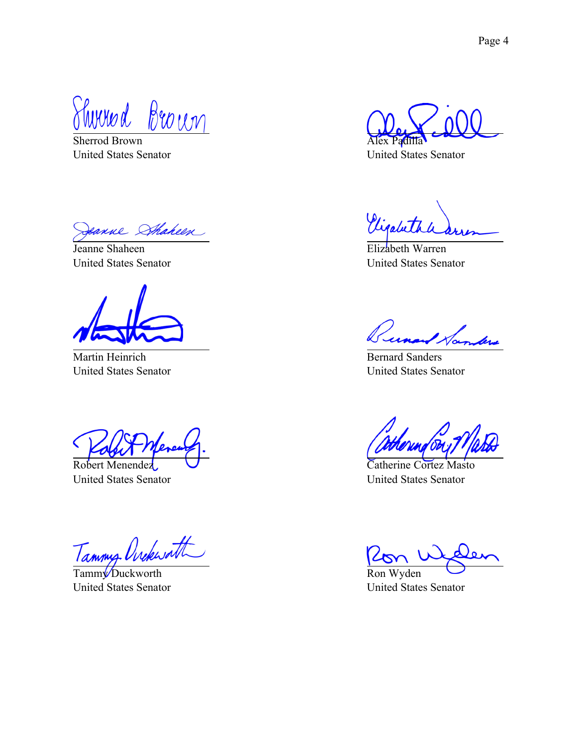Sherrod Brown
United States Senator

Alex Padilla
United States Senator

Jeanne Shaheen
United States Senator

Elizabeth Warren
United States Senator

Martin Heinrich
United States Senator

Bernard Sanders
United States Senator

Robert Menendez
United States Senator

Catherine Cortez Masto
United States Senator

Tammy Duckworth
United States Senator

Ron Wyden
United States Senator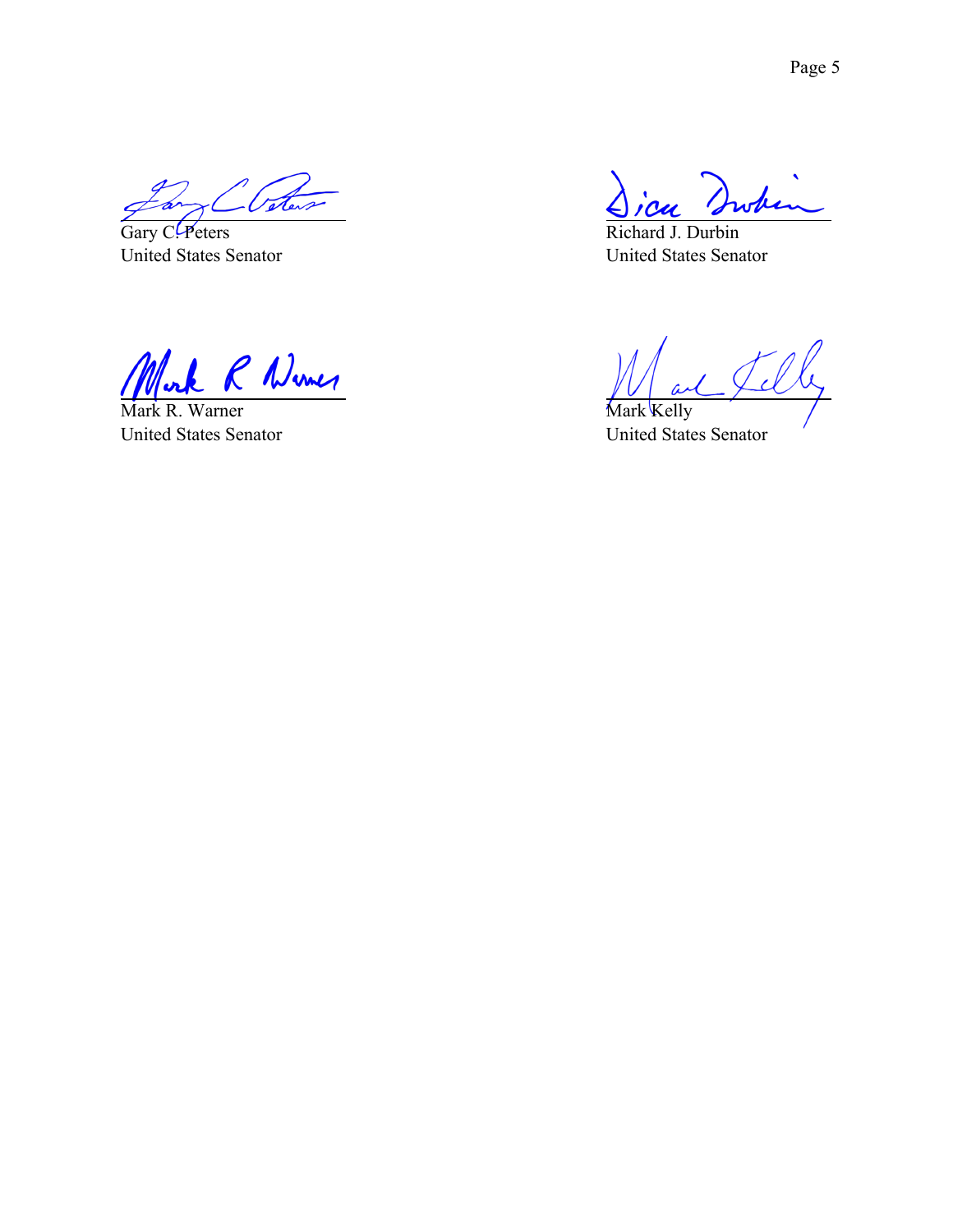Gary C. Peters
United States Senator

Richard J. Durbin
United States Senator

Mark R. Warner
United States Senator

Mark Kelly
United States Senator